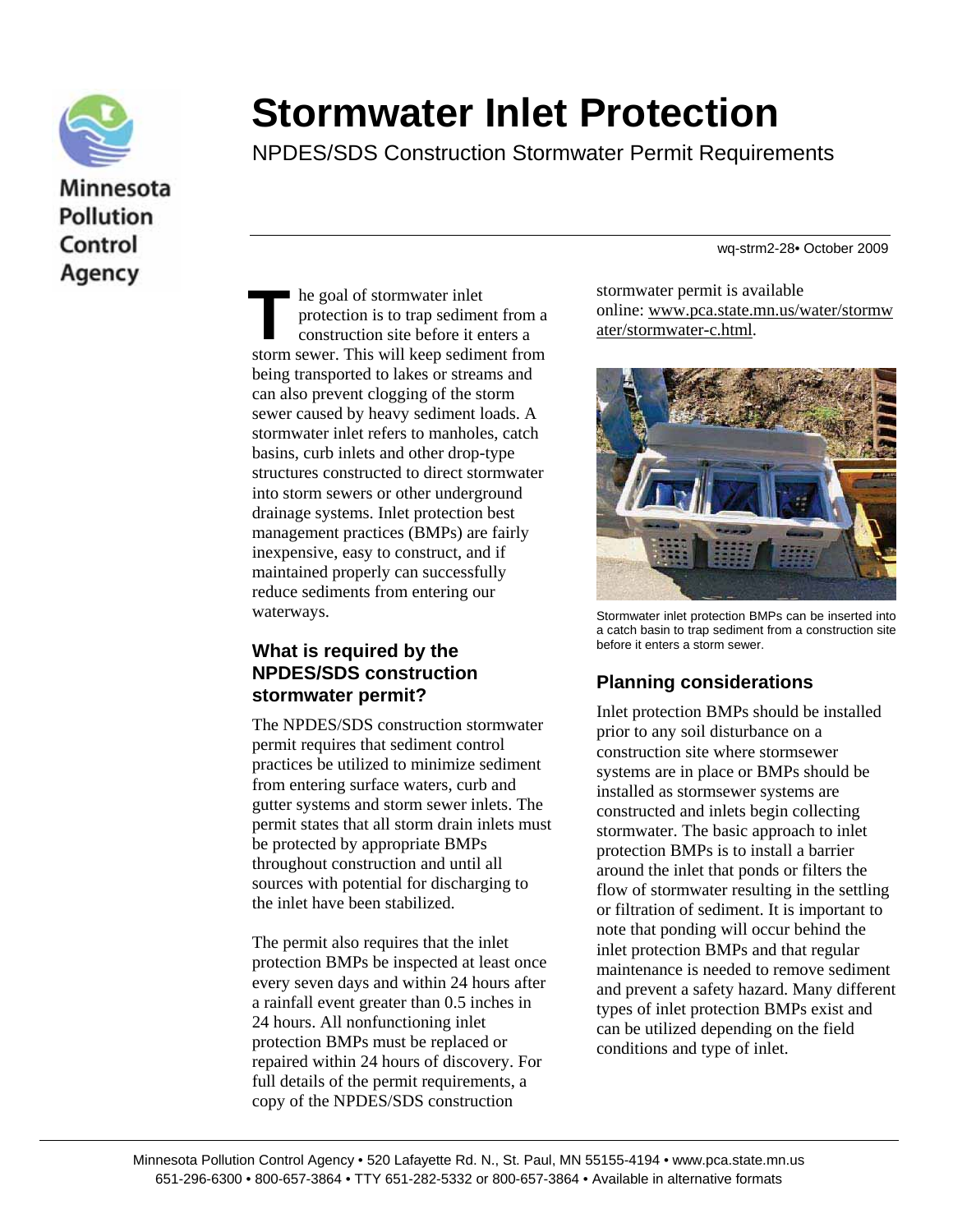Minnesota Pollution Control Agency

# Stormwater Inlet Protection

NPDES/SDS Construction Stormwater Permit Requirements

wq-strm2-28• October 2009

The goal of stormwater inlet protection is to trap sediment from a construction site before it enters a storm sewer. This will keep sediment from being transported to lakes or streams and can also prevent clogging of the storm sewer caused by heavy sediment loads. A stormwater inlet refers to manholes, catch basins, curb inlets and other drop-type structures constructed to direct stormwater into storm sewers or other underground drainage systems. Inlet protection best management practices (BMPs) are fairly inexpensive, easy to construct, and if maintained properly can successfully reduce sediments from entering our waterways.

## What is required by the NPDES/SDS construction stormwater permit?

The NPDES/SDS construction stormwater permit requires that sediment control practices be utilized to minimize sediment from entering surface waters, curb and gutter systems and storm sewer inlets. The permit states that all storm drain inlets must be protected by appropriate BMPs throughout construction and until all sources with potential for discharging to the inlet have been stabilized.

The permit also requires that the inlet protection BMPs be inspected at least once every seven days and within 24 hours after a rainfall event greater than 0.5 inches in 24 hours. All nonfunctioning inlet protection BMPs must be replaced or repaired within 24 hours of discovery. For full details of the permit requirements, a copy of the NPDES/SDS construction stormwater permit is available online: www.pca.state.mn.us/water/stormwater/stormwater-c.html.

Stormwater inlet protection BMPs can be inserted into a catch basin to trap sediment from a construction site before it enters a storm sewer.

## Planning considerations

Inlet protection BMPs should be installed prior to any soil disturbance on a construction site where stormsewer systems are in place or BMPs should be installed as stormsewer systems are constructed and inlets begin collecting stormwater. The basic approach to inlet protection BMPs is to install a barrier around the inlet that ponds or filters the flow of stormwater resulting in the settling or filtration of sediment. It is important to note that ponding will occur behind the inlet protection BMPs and that regular maintenance is needed to remove sediment and prevent a safety hazard. Many different types of inlet protection BMPs exist and can be utilized depending on the field conditions and type of inlet.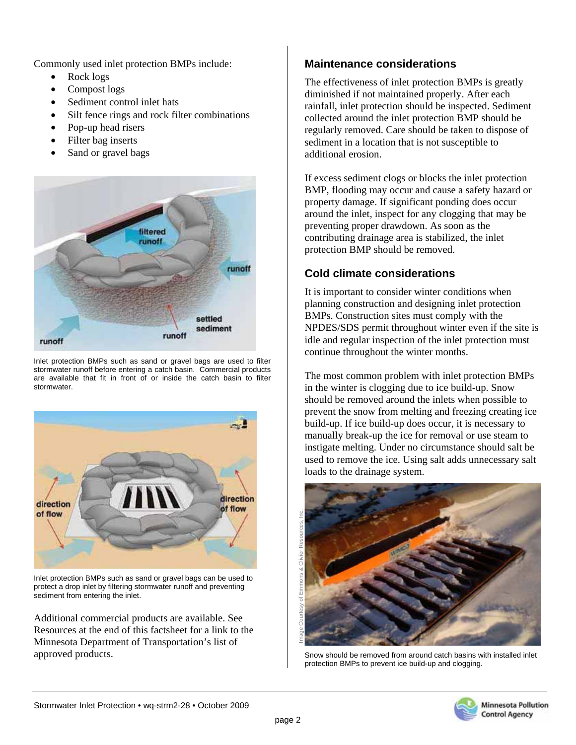Commonly used inlet protection BMPs include:

- Rock logs
- Compost logs
- Sediment control inlet hats
- Silt fence rings and rock filter combinations
- Pop-up head risers
- Filter bag inserts
- Sand or gravel bags

Inlet protection BMPs such as sand or gravel bags are used to filter stormwater runoff before entering a catch basin. Commercial products are available that fit in front of or inside the catch basin to filter stormwater.

Inlet protection BMPs such as sand or gravel bags can be used to protect a drop inlet by filtering stormwater runoff and preventing sediment from entering the inlet.

Additional commercial products are available. See Resources at the end of this factsheet for a link to the Minnesota Department of Transportation's list of approved products.

## Maintenance considerations

The effectiveness of inlet protection BMPs is greatly diminished if not maintained properly. After each rainfall, inlet protection should be inspected. Sediment collected around the inlet protection BMP should be regularly removed. Care should be taken to dispose of sediment in a location that is not susceptible to additional erosion.

If excess sediment clogs or blocks the inlet protection BMP, flooding may occur and cause a safety hazard or property damage. If significant ponding does occur around the inlet, inspect for any clogging that may be preventing proper drawdown. As soon as the contributing drainage area is stabilized, the inlet protection BMP should be removed.

## Cold climate considerations

It is important to consider winter conditions when planning construction and designing inlet protection BMPs. Construction sites must comply with the NPDES/SDS permit throughout winter even if the site is idle and regular inspection of the inlet protection must continue throughout the winter months.

The most common problem with inlet protection BMPs in the winter is clogging due to ice build-up. Snow should be removed around the inlets when possible to prevent the snow from melting and freezing creating ice build-up. If ice build-up does occur, it is necessary to manually break-up the ice for removal or use steam to instigate melting. Under no circumstance should salt be used to remove the ice. Using salt adds unnecessary salt loads to the drainage system.

Image Courtesy of Emmons & Olivier Resources, Inc.

Snow should be removed from around catch basins with installed inlet protection BMPs to prevent ice build-up and clogging.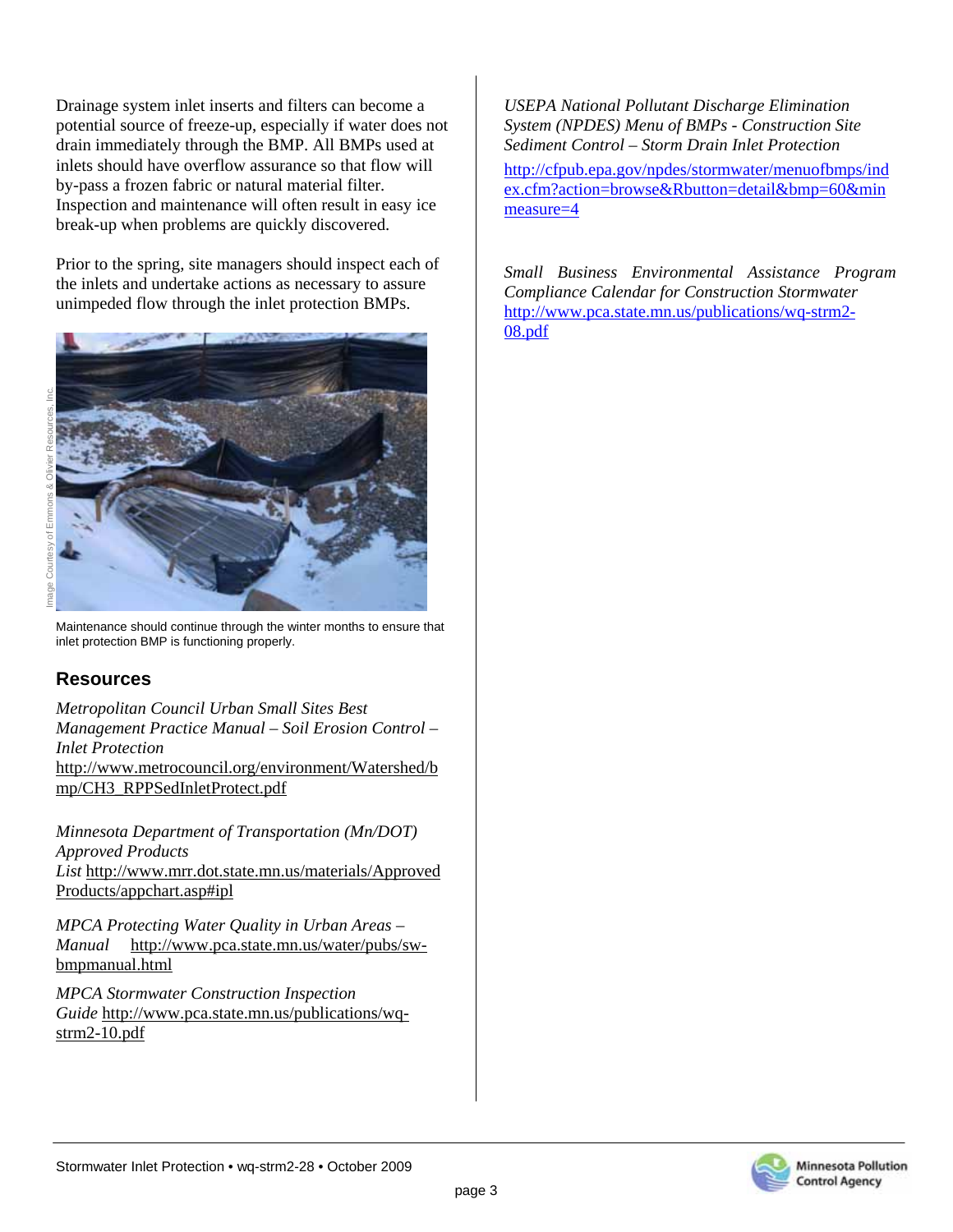Drainage system inlet inserts and filters can become a potential source of freeze-up, especially if water does not drain immediately through the BMP. All BMPs used at inlets should have overflow assurance so that flow will by-pass a frozen fabric or natural material filter. Inspection and maintenance will often result in easy ice break-up when problems are quickly discovered.

Prior to the spring, site managers should inspect each of the inlets and undertake actions as necessary to assure unimpeded flow through the inlet protection BMPs.

Image Courtesy of Emmons & Olivier Resources, Inc.

Maintenance should continue through the winter months to ensure that inlet protection BMP is functioning properly.

## Resources

*Metropolitan Council Urban Small Sites Best Management Practice Manual – Soil Erosion Control – Inlet Protection*
http://www.metrocouncil.org/environment/Watershed/bmp/CH3_RPPSedInletProtect.pdf

*Minnesota Department of Transportation (Mn/DOT) Approved Products List* http://www.mrr.dot.state.mn.us/materials/ApprovedProducts/appchart.asp#ipl

*MPCA Protecting Water Quality in Urban Areas – Manual* http://www.pca.state.mn.us/water/pubs/sw-bmpmanual.html

*MPCA Stormwater Construction Inspection Guide* http://www.pca.state.mn.us/publications/wq-strm2-10.pdf

*USEPA National Pollutant Discharge Elimination System (NPDES) Menu of BMPs - Construction Site Sediment Control – Storm Drain Inlet Protection*
http://cfpub.epa.gov/npdes/stormwater/menuofbmps/index.cfm?action=browse&Rbutton=detail&bmp=60&minmeasure=4

*Small Business Environmental Assistance Program Compliance Calendar for Construction Stormwater*
http://www.pca.state.mn.us/publications/wq-strm2-08.pdf